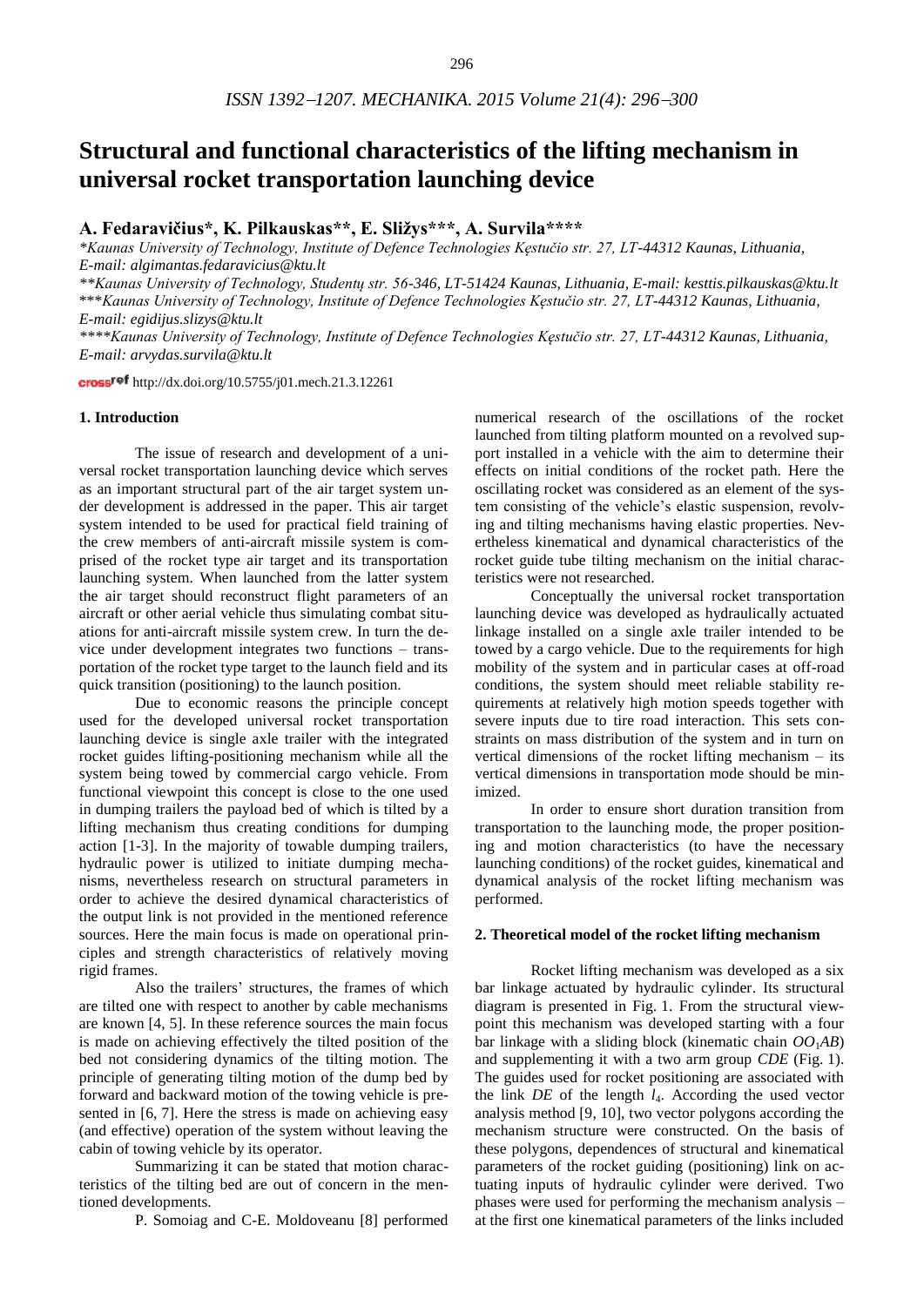# Structural and functional characteristics of the lifting mechanism in universal rocket transportation launching device

**A. Fedaravičius\*, K. Pilkauskas\*\*, E. Sližys\*\*\*, A. Survila\*\*\*\***

*\*Kaunas University of Technology, Institute of Defence Technologies Kęstučio str. 27, LT-44312 Kaunas, Lithuania, E-mail: algimantas.fedaravicius@ktu.lt*

*\*\*Kaunas University of Technology, Studentų str. 56-346, LT-51424 Kaunas, Lithuania, E-mail: kesttis.pilkauskas@ktu.lt*

*\*\*\*Kaunas University of Technology, Institute of Defence Technologies Kęstučio str. 27, LT-44312 Kaunas, Lithuania, E-mail: egidijus.slizys@ktu.lt*

*\*\*\*\*Kaunas University of Technology, Institute of Defence Technologies Kęstučio str. 27, LT-44312 Kaunas, Lithuania, E-mail: arvydas.survila@ktu.lt*

crossref http://dx.doi.org/10.5755/j01.mech.21.3.12261

## 1. Introduction

The issue of research and development of a universal rocket transportation launching device which serves as an important structural part of the air target system under development is addressed in the paper. This air target system intended to be used for practical field training of the crew members of anti-aircraft missile system is comprised of the rocket type air target and its transportation launching system. When launched from the latter system the air target should reconstruct flight parameters of an aircraft or other aerial vehicle thus simulating combat situations for anti-aircraft missile system crew. In turn the device under development integrates two functions – transportation of the rocket type target to the launch field and its quick transition (positioning) to the launch position.

Due to economic reasons the principle concept used for the developed universal rocket transportation launching device is single axle trailer with the integrated rocket guides lifting-positioning mechanism while all the system being towed by commercial cargo vehicle. From functional viewpoint this concept is close to the one used in dumping trailers the payload bed of which is tilted by a lifting mechanism thus creating conditions for dumping action [1-3]. In the majority of towable dumping trailers, hydraulic power is utilized to initiate dumping mechanisms, nevertheless research on structural parameters in order to achieve the desired dynamical characteristics of the output link is not provided in the mentioned reference sources. Here the main focus is made on operational principles and strength characteristics of relatively moving rigid frames.

Also the trailers' structures, the frames of which are tilted one with respect to another by cable mechanisms are known [4, 5]. In these reference sources the main focus is made on achieving effectively the tilted position of the bed not considering dynamics of the tilting motion. The principle of generating tilting motion of the dump bed by forward and backward motion of the towing vehicle is presented in [6, 7]. Here the stress is made on achieving easy (and effective) operation of the system without leaving the cabin of towing vehicle by its operator.

Summarizing it can be stated that motion characteristics of the tilting bed are out of concern in the mentioned developments.

P. Somoiag and C-E. Moldoveanu [8] performed numerical research of the oscillations of the rocket launched from tilting platform mounted on a revolved support installed in a vehicle with the aim to determine their effects on initial conditions of the rocket path. Here the oscillating rocket was considered as an element of the system consisting of the vehicle's elastic suspension, revolving and tilting mechanisms having elastic properties. Nevertheless kinematical and dynamical characteristics of the rocket guide tube tilting mechanism on the initial characteristics were not researched.

Conceptually the universal rocket transportation launching device was developed as hydraulically actuated linkage installed on a single axle trailer intended to be towed by a cargo vehicle. Due to the requirements for high mobility of the system and in particular cases at off-road conditions, the system should meet reliable stability requirements at relatively high motion speeds together with severe inputs due to tire road interaction. This sets constraints on mass distribution of the system and in turn on vertical dimensions of the rocket lifting mechanism – its vertical dimensions in transportation mode should be minimized.

In order to ensure short duration transition from transportation to the launching mode, the proper positioning and motion characteristics (to have the necessary launching conditions) of the rocket guides, kinematical and dynamical analysis of the rocket lifting mechanism was performed.

## 2. Theoretical model of the rocket lifting mechanism

Rocket lifting mechanism was developed as a six bar linkage actuated by hydraulic cylinder. Its structural diagram is presented in Fig. 1. From the structural viewpoint this mechanism was developed starting with a four bar linkage with a sliding block (kinematic chain $OO_1AB$) and supplementing it with a two arm group $CDE$ (Fig. 1). The guides used for rocket positioning are associated with the link $DE$ of the length $l_4$. According the used vector analysis method [9, 10], two vector polygons according the mechanism structure were constructed. On the basis of these polygons, dependences of structural and kinematical parameters of the rocket guiding (positioning) link on actuating inputs of hydraulic cylinder were derived. Two phases were used for performing the mechanism analysis – at the first one kinematical parameters of the links included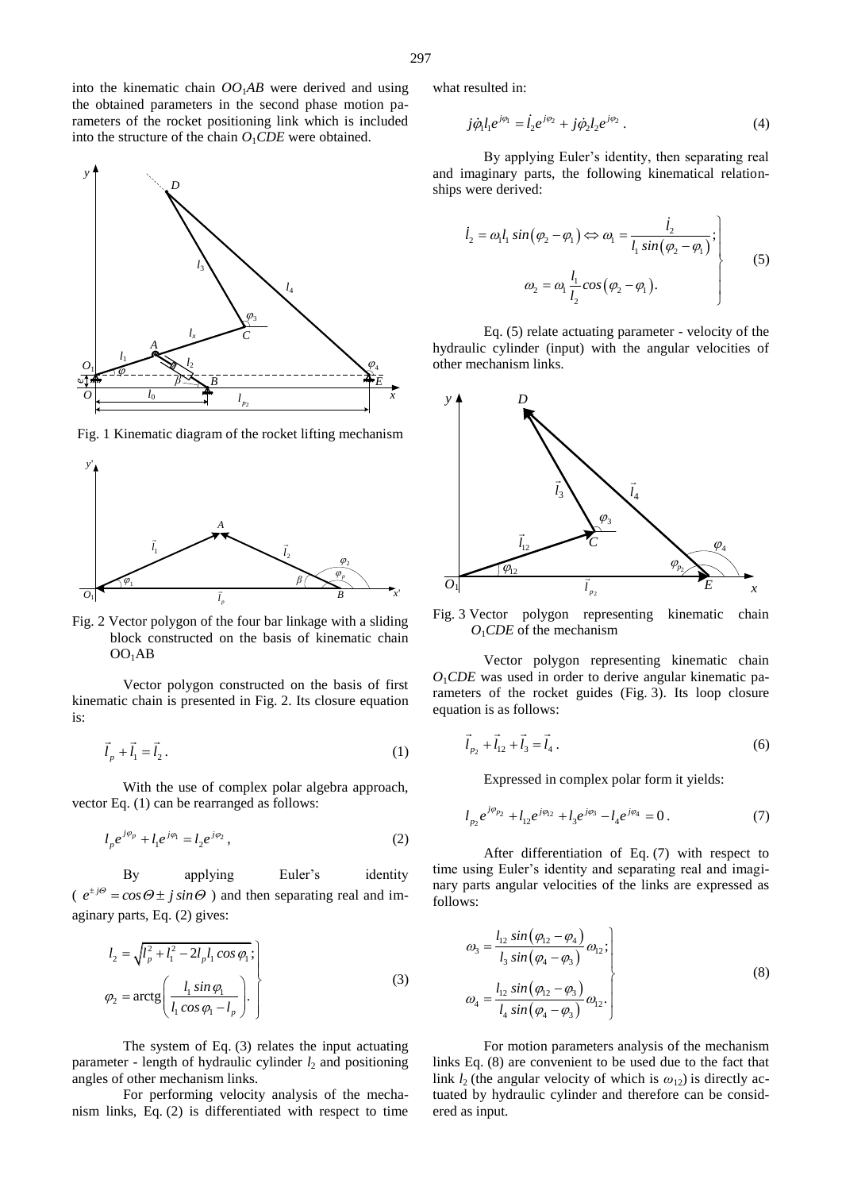into the kinematic chain $OO_1AB$ were derived and using the obtained parameters in the second phase motion parameters of the rocket positioning link which is included into the structure of the chain $O_1CDE$ were obtained.

Fig. 1 Kinematic diagram of the rocket lifting mechanism

Fig. 2 Vector polygon of the four bar linkage with a sliding block constructed on the basis of kinematic chain $OO_1AB$

Vector polygon constructed on the basis of first kinematic chain is presented in Fig. 2. Its closure equation is:

$$\vec{l}_p + \vec{l}_1 = \vec{l}_2 . \tag{1}$$

With the use of complex polar algebra approach, vector Eq. (1) can be rearranged as follows:

$$l_p e^{j\varphi_p} + l_1 e^{j\varphi_1} = l_2 e^{j\varphi_2} , \tag{2}$$

By applying Euler's identity ( $e^{\pm j\Theta} = cos\Theta \pm j\,sin\Theta$ ) and then separating real and imaginary parts, Eq. (2) gives:

$$\left.\begin{aligned} l_2 &= \sqrt{l_p^2 + l_1^2 - 2 l_p l_1 cos\,\varphi_1};\\ \varphi_2 &= \operatorname{arctg}\left(\frac{l_1 sin\,\varphi_1}{l_1 cos\,\varphi_1 - l_p}\right). \end{aligned}\right\} \tag{3}$$

The system of Eq. (3) relates the input actuating parameter - length of hydraulic cylinder $l_2$ and positioning angles of other mechanism links.

For performing velocity analysis of the mechanism links, Eq. (2) is differentiated with respect to time what resulted in:

$$j\dot{\varphi}_1 l_1 e^{j\varphi_1} = \dot{l}_2 e^{j\varphi_2} + j\dot{\varphi}_2 l_2 e^{j\varphi_2} . \tag{4}$$

By applying Euler's identity, then separating real and imaginary parts, the following kinematical relationships were derived:

$$\left.\begin{aligned} \dot{l}_2 = \omega_1 l_1\, sin\left(\varphi_2 - \varphi_1\right) \Leftrightarrow \omega_1 = \frac{\dot{l}_2}{l_1\, sin\left(\varphi_2 - \varphi_1\right)};\\ \omega_2 = \omega_1 \frac{l_1}{l_2} cos\left(\varphi_2 - \varphi_1\right). \end{aligned}\right\} \tag{5}$$

Eq. (5) relate actuating parameter - velocity of the hydraulic cylinder (input) with the angular velocities of other mechanism links.

Fig. 3 Vector polygon representing kinematic chain $O_1CDE$ of the mechanism

Vector polygon representing kinematic chain $O_1CDE$ was used in order to derive angular kinematic parameters of the rocket guides (Fig. 3). Its loop closure equation is as follows:

$$\vec{l}_{p_2} + \vec{l}_{12} + \vec{l}_3 = \vec{l}_4 . \tag{6}$$

Expressed in complex polar form it yields:

$$l_{p_2} e^{j\varphi_{p_2}} + l_{12} e^{j\varphi_{12}} + l_3 e^{j\varphi_3} - l_4 e^{j\varphi_4} = 0 . \tag{7}$$

After differentiation of Eq. (7) with respect to time using Euler's identity and separating real and imaginary parts angular velocities of the links are expressed as follows:

$$\left.\begin{aligned} \omega_3 &= \frac{l_{12}\, sin\left(\varphi_{12} - \varphi_4\right)}{l_3\, sin\left(\varphi_4 - \varphi_3\right)}\,\omega_{12};\\ \omega_4 &= \frac{l_{12}\, sin\left(\varphi_{12} - \varphi_3\right)}{l_4\, sin\left(\varphi_4 - \varphi_3\right)}\,\omega_{12}. \end{aligned}\right\} \tag{8}$$

For motion parameters analysis of the mechanism links Eq. (8) are convenient to be used due to the fact that link $l_2$ (the angular velocity of which is $\omega_{12}$) is directly actuated by hydraulic cylinder and therefore can be considered as input.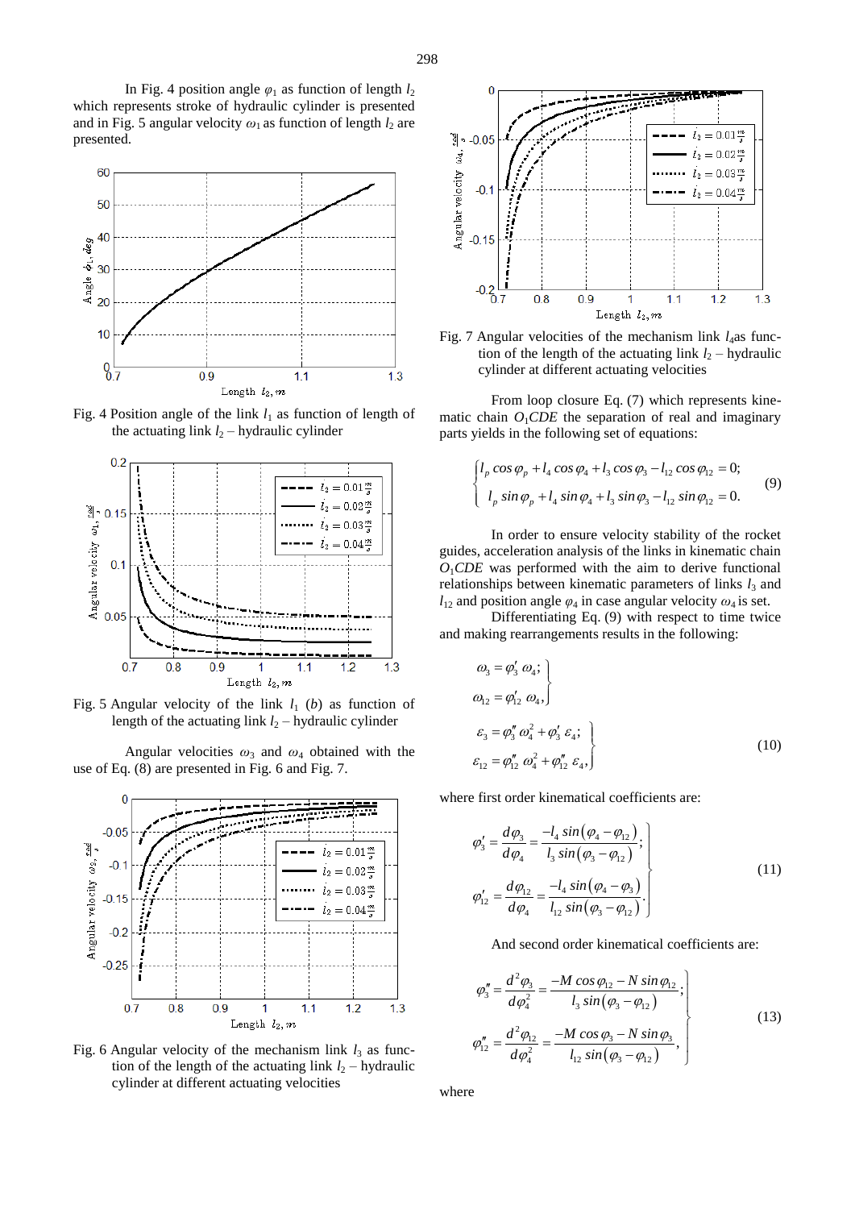In Fig. 4 position angle $\varphi_1$ as function of length $l_2$ which represents stroke of hydraulic cylinder is presented and in Fig. 5 angular velocity $\omega_1$ as function of length $l_2$ are presented.

Fig. 4 Position angle of the link $l_1$ as function of length of the actuating link $l_2$ – hydraulic cylinder

Fig. 5 Angular velocity of the link $l_1$ ($b$) as function of length of the actuating link $l_2$ – hydraulic cylinder

Angular velocities $\omega_3$ and $\omega_4$ obtained with the use of Eq. (8) are presented in Fig. 6 and Fig. 7.

Fig. 6 Angular velocity of the mechanism link $l_3$ as function of the length of the actuating link $l_2$ – hydraulic cylinder at different actuating velocities

Fig. 7 Angular velocities of the mechanism link $l_4$as function of the length of the actuating link $l_2$ – hydraulic cylinder at different actuating velocities

From loop closure Eq. (7) which represents kinematic chain $O_1CDE$ the separation of real and imaginary parts yields in the following set of equations:

$$\begin{cases} l_p \cos\varphi_p + l_4 \cos\varphi_4 + l_3 \cos\varphi_3 - l_{12} \cos\varphi_{12} = 0; \\ l_p \sin\varphi_p + l_4 \sin\varphi_4 + l_3 \sin\varphi_3 - l_{12} \sin\varphi_{12} = 0. \end{cases} \tag{9}$$

In order to ensure velocity stability of the rocket guides, acceleration analysis of the links in kinematic chain $O_1CDE$ was performed with the aim to derive functional relationships between kinematic parameters of links $l_3$ and $l_{12}$ and position angle $\varphi_4$ in case angular velocity $\omega_4$ is set.

Differentiating Eq. (9) with respect to time twice and making rearrangements results in the following:

$$\left.\begin{aligned} \omega_3 &= \varphi_3' \,\omega_4; \\ \omega_{12} &= \varphi_{12}' \,\omega_4, \end{aligned}\right\}$$

$$\left.\begin{aligned} \varepsilon_3 &= \varphi_3'' \,\omega_4^2 + \varphi_3' \,\varepsilon_4; \\ \varepsilon_{12} &= \varphi_{12}'' \,\omega_4^2 + \varphi_{12}'' \,\varepsilon_4, \end{aligned}\right\} \tag{10}$$

where first order kinematical coefficients are:

$$\left.\begin{aligned} \varphi_3' &= \frac{d\varphi_3}{d\varphi_4} = \frac{-l_4 \sin(\varphi_4 - \varphi_{12})}{l_3 \sin(\varphi_3 - \varphi_{12})}; \\ \varphi_{12}' &= \frac{d\varphi_{12}}{d\varphi_4} = \frac{-l_4 \sin(\varphi_4 - \varphi_3)}{l_{12} \sin(\varphi_3 - \varphi_{12})}. \end{aligned}\right\} \tag{11}$$

And second order kinematical coefficients are:

$$\left.\begin{aligned} \varphi_3'' &= \frac{d^2\varphi_3}{d\varphi_4^2} = \frac{-M \cos\varphi_{12} - N \sin\varphi_{12}}{l_3 \sin(\varphi_3 - \varphi_{12})}; \\ \varphi_{12}'' &= \frac{d^2\varphi_{12}}{d\varphi_4^2} = \frac{-M \cos\varphi_3 - N \sin\varphi_3}{l_{12} \sin(\varphi_3 - \varphi_{12})}, \end{aligned}\right\} \tag{13}$$

where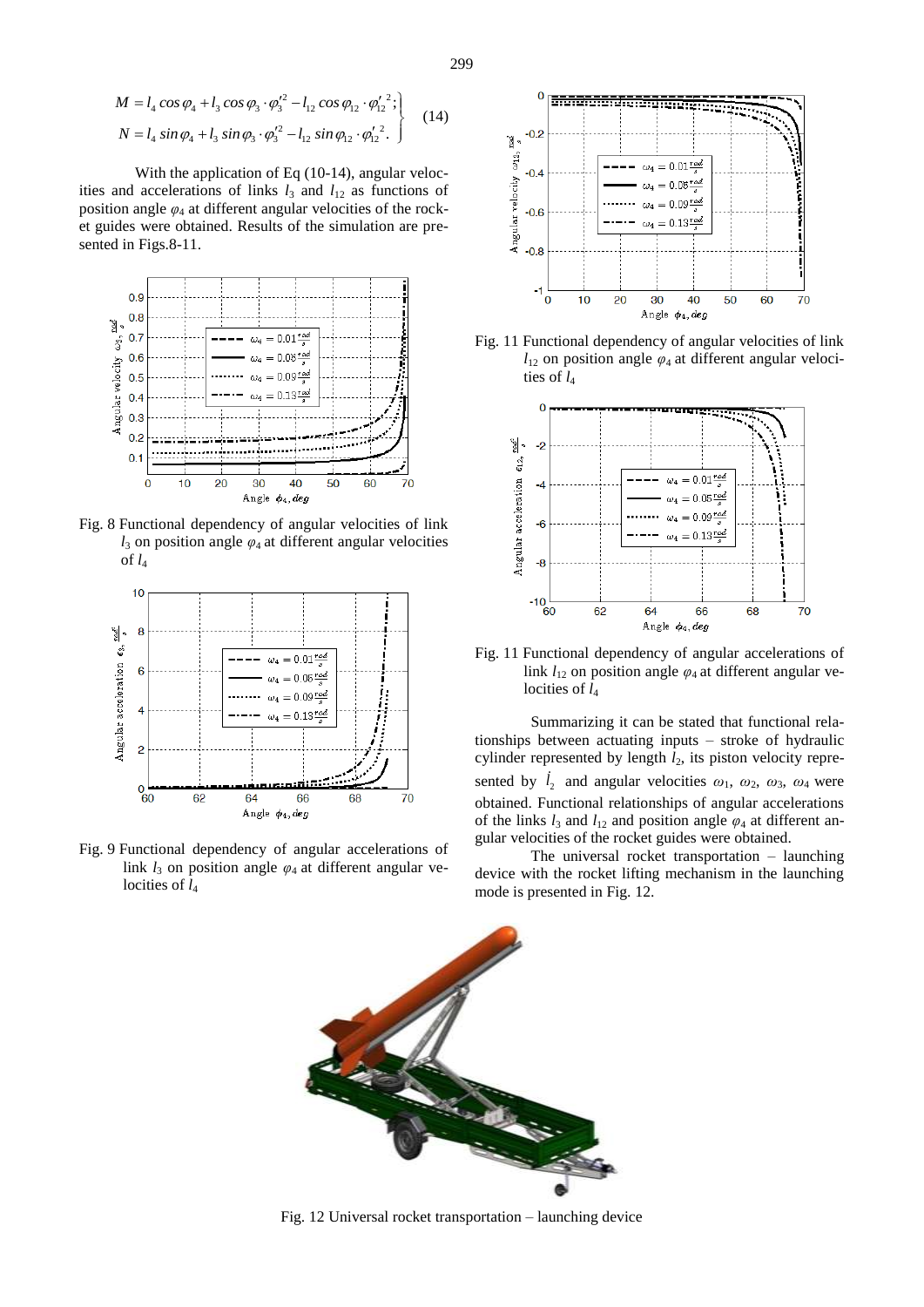$$
\left.
\begin{array}{l}
M = l_4 \cos\varphi_4 + l_3 \cos\varphi_3 \cdot \varphi_3'^2 - l_{12} \cos\varphi_{12} \cdot \varphi_{12}'^{\,2}; \\
N = l_4 \sin\varphi_4 + l_3 \sin\varphi_3 \cdot \varphi_3'^2 - l_{12} \sin\varphi_{12} \cdot \varphi_{12}'^{\,2}.
\end{array}
\right\} \quad (14)
$$

With the application of Eq (10-14), angular velocities and accelerations of links $l_3$ and $l_{12}$ as functions of position angle $\varphi_4$ at different angular velocities of the rocket guides were obtained. Results of the simulation are presented in Figs.8-11.

Fig. 8 Functional dependency of angular velocities of link $l_3$ on position angle $\varphi_4$ at different angular velocities of $l_4$

Fig. 9 Functional dependency of angular accelerations of link $l_3$ on position angle $\varphi_4$ at different angular velocities of $l_4$

Fig. 11 Functional dependency of angular velocities of link $l_{12}$ on position angle $\varphi_4$ at different angular velocities of $l_4$

Fig. 11 Functional dependency of angular accelerations of link $l_{12}$ on position angle $\varphi_4$ at different angular velocities of $l_4$

Summarizing it can be stated that functional relationships between actuating inputs – stroke of hydraulic cylinder represented by length $l_2$, its piston velocity represented by $\dot{l}_2$ and angular velocities $\omega_1$, $\omega_2$, $\omega_3$, $\omega_4$ were obtained. Functional relationships of angular accelerations of the links $l_3$ and $l_{12}$ and position angle $\varphi_4$ at different angular velocities of the rocket guides were obtained.

The universal rocket transportation – launching device with the rocket lifting mechanism in the launching mode is presented in Fig. 12.

Fig. 12 Universal rocket transportation – launching device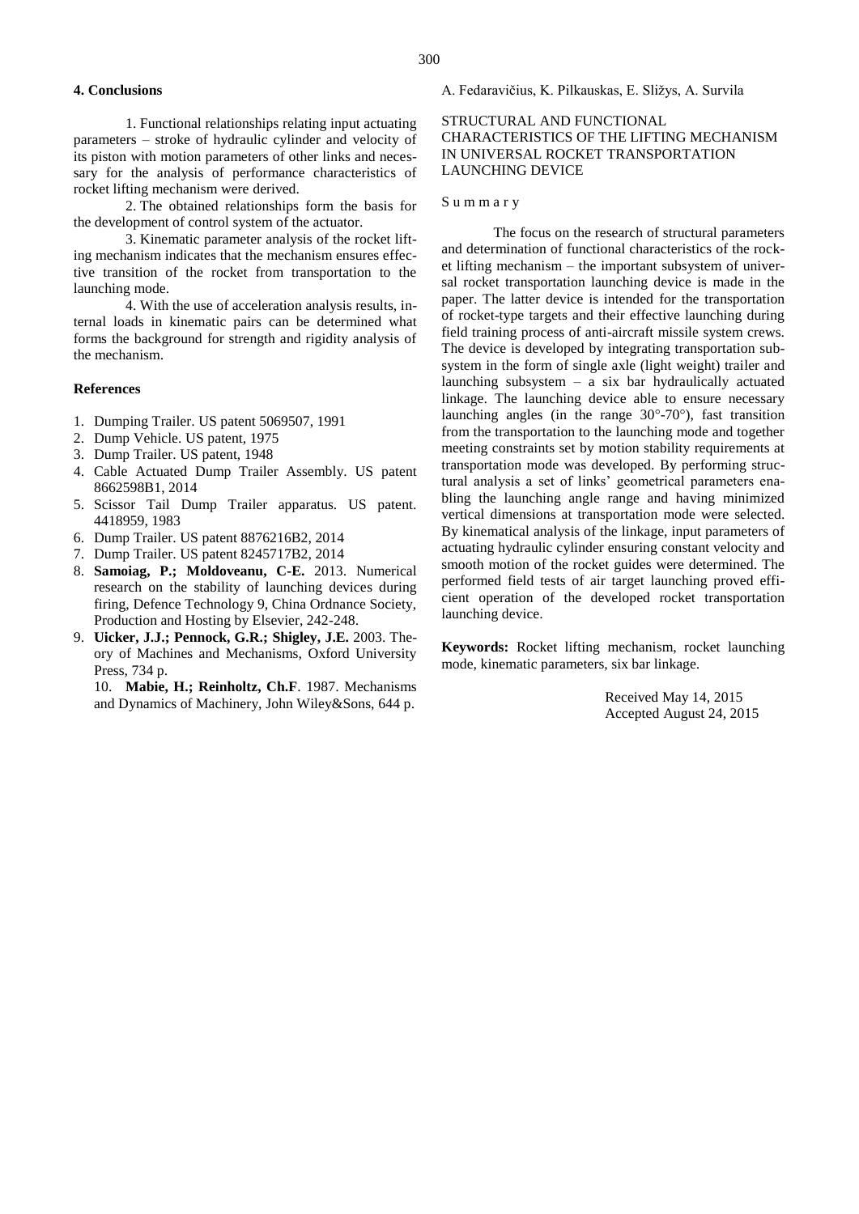## 4. Conclusions

1. Functional relationships relating input actuating parameters – stroke of hydraulic cylinder and velocity of its piston with motion parameters of other links and necessary for the analysis of performance characteristics of rocket lifting mechanism were derived.

2. The obtained relationships form the basis for the development of control system of the actuator.

3. Kinematic parameter analysis of the rocket lifting mechanism indicates that the mechanism ensures effective transition of the rocket from transportation to the launching mode.

4. With the use of acceleration analysis results, internal loads in kinematic pairs can be determined what forms the background for strength and rigidity analysis of the mechanism.

## References

1. Dumping Trailer. US patent 5069507, 1991
2. Dump Vehicle. US patent, 1975
3. Dump Trailer. US patent, 1948
4. Cable Actuated Dump Trailer Assembly. US patent 8662598B1, 2014
5. Scissor Tail Dump Trailer apparatus. US patent. 4418959, 1983
6. Dump Trailer. US patent 8876216B2, 2014
7. Dump Trailer. US patent 8245717B2, 2014
8. **Samoiag, P.; Moldoveanu, C-E.** 2013. Numerical research on the stability of launching devices during firing, Defence Technology 9, China Ordnance Society, Production and Hosting by Elsevier, 242-248.
9. **Uicker, J.J.; Pennock, G.R.; Shigley, J.E.** 2003. Theory of Machines and Mechanisms, Oxford University Press, 734 p.
10. **Mabie, H.; Reinholtz, Ch.F**. 1987. Mechanisms and Dynamics of Machinery, John Wiley&Sons, 644 p.

A. Fedaravičius, K. Pilkauskas, E. Sližys, A. Survila

STRUCTURAL AND FUNCTIONAL CHARACTERISTICS OF THE LIFTING MECHANISM IN UNIVERSAL ROCKET TRANSPORTATION LAUNCHING DEVICE

S u m m a r y

The focus on the research of structural parameters and determination of functional characteristics of the rocket lifting mechanism – the important subsystem of universal rocket transportation launching device is made in the paper. The latter device is intended for the transportation of rocket-type targets and their effective launching during field training process of anti-aircraft missile system crews. The device is developed by integrating transportation subsystem in the form of single axle (light weight) trailer and launching subsystem – a six bar hydraulically actuated linkage. The launching device able to ensure necessary launching angles (in the range 30°-70°), fast transition from the transportation to the launching mode and together meeting constraints set by motion stability requirements at transportation mode was developed. By performing structural analysis a set of links' geometrical parameters enabling the launching angle range and having minimized vertical dimensions at transportation mode were selected. By kinematical analysis of the linkage, input parameters of actuating hydraulic cylinder ensuring constant velocity and smooth motion of the rocket guides were determined. The performed field tests of air target launching proved efficient operation of the developed rocket transportation launching device.

**Keywords:** Rocket lifting mechanism, rocket launching mode, kinematic parameters, six bar linkage.

Received May 14, 2015
Accepted August 24, 2015